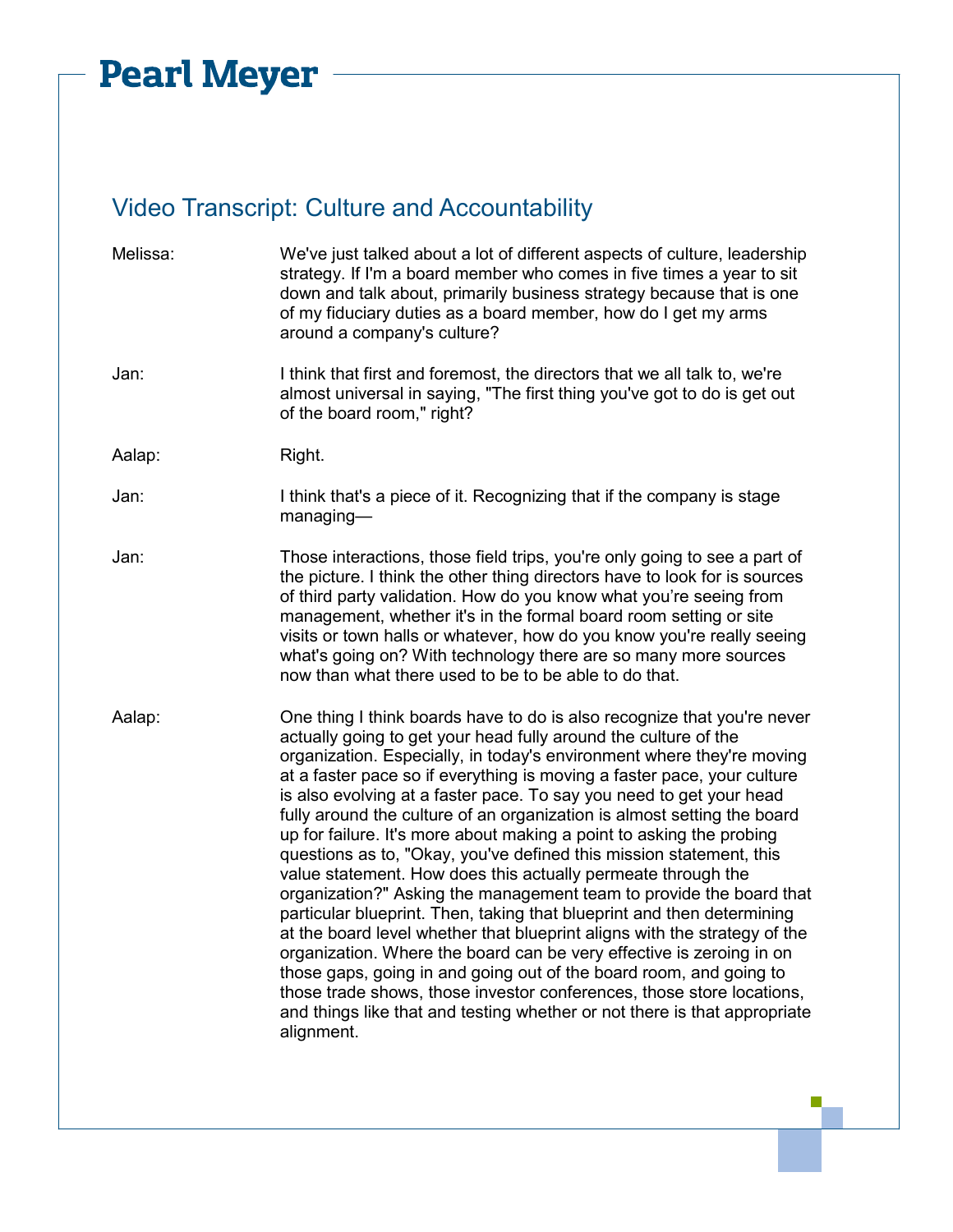# Pearl Meyer

## Video Transcript: Culture and Accountability

**Melissa:** We've just talked about a lot of different aspects of culture, leadership strategy. If I'm a board member who comes in five times a year to sit down and talk about, primarily business strategy because that is one of my fiduciary duties as a board member, how do I get my arms around a company's culture?

**Jan:** I think that first and foremost, the directors that we all talk to, we're almost universal in saying, "The first thing you've got to do is get out of the board room," right?

**Aalap:** Right.

**Jan:** I think that's a piece of it. Recognizing that if the company is stage managing—

**Jan:** Those interactions, those field trips, you're only going to see a part of the picture. I think the other thing directors have to look for is sources of third party validation. How do you know what you're seeing from management, whether it's in the formal board room setting or site visits or town halls or whatever, how do you know you're really seeing what's going on? With technology there are so many more sources now than what there used to be to be able to do that.

**Aalap:** One thing I think boards have to do is also recognize that you're never actually going to get your head fully around the culture of the organization. Especially, in today's environment where they're moving at a faster pace so if everything is moving a faster pace, your culture is also evolving at a faster pace. To say you need to get your head fully around the culture of an organization is almost setting the board up for failure. It's more about making a point to asking the probing questions as to, "Okay, you've defined this mission statement, this value statement. How does this actually permeate through the organization?" Asking the management team to provide the board that particular blueprint. Then, taking that blueprint and then determining at the board level whether that blueprint aligns with the strategy of the organization. Where the board can be very effective is zeroing in on those gaps, going in and going out of the board room, and going to those trade shows, those investor conferences, those store locations, and things like that and testing whether or not there is that appropriate alignment.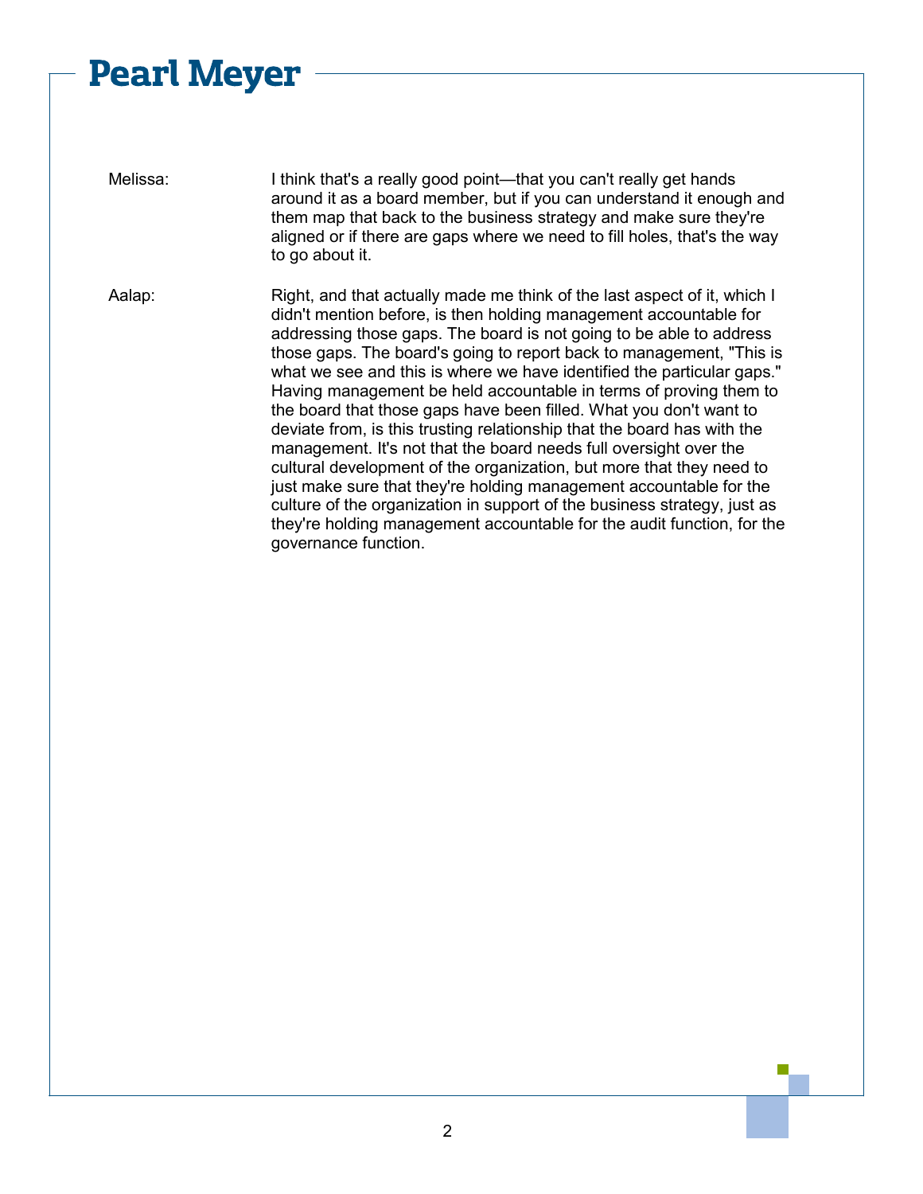Melissa: I think that's a really good point—that you can't really get hands around it as a board member, but if you can understand it enough and them map that back to the business strategy and make sure they're aligned or if there are gaps where we need to fill holes, that's the way to go about it.

Aalap: Right, and that actually made me think of the last aspect of it, which I didn't mention before, is then holding management accountable for addressing those gaps. The board is not going to be able to address those gaps. The board's going to report back to management, "This is what we see and this is where we have identified the particular gaps." Having management be held accountable in terms of proving them to the board that those gaps have been filled. What you don't want to deviate from, is this trusting relationship that the board has with the management. It's not that the board needs full oversight over the cultural development of the organization, but more that they need to just make sure that they're holding management accountable for the culture of the organization in support of the business strategy, just as they're holding management accountable for the audit function, for the governance function.